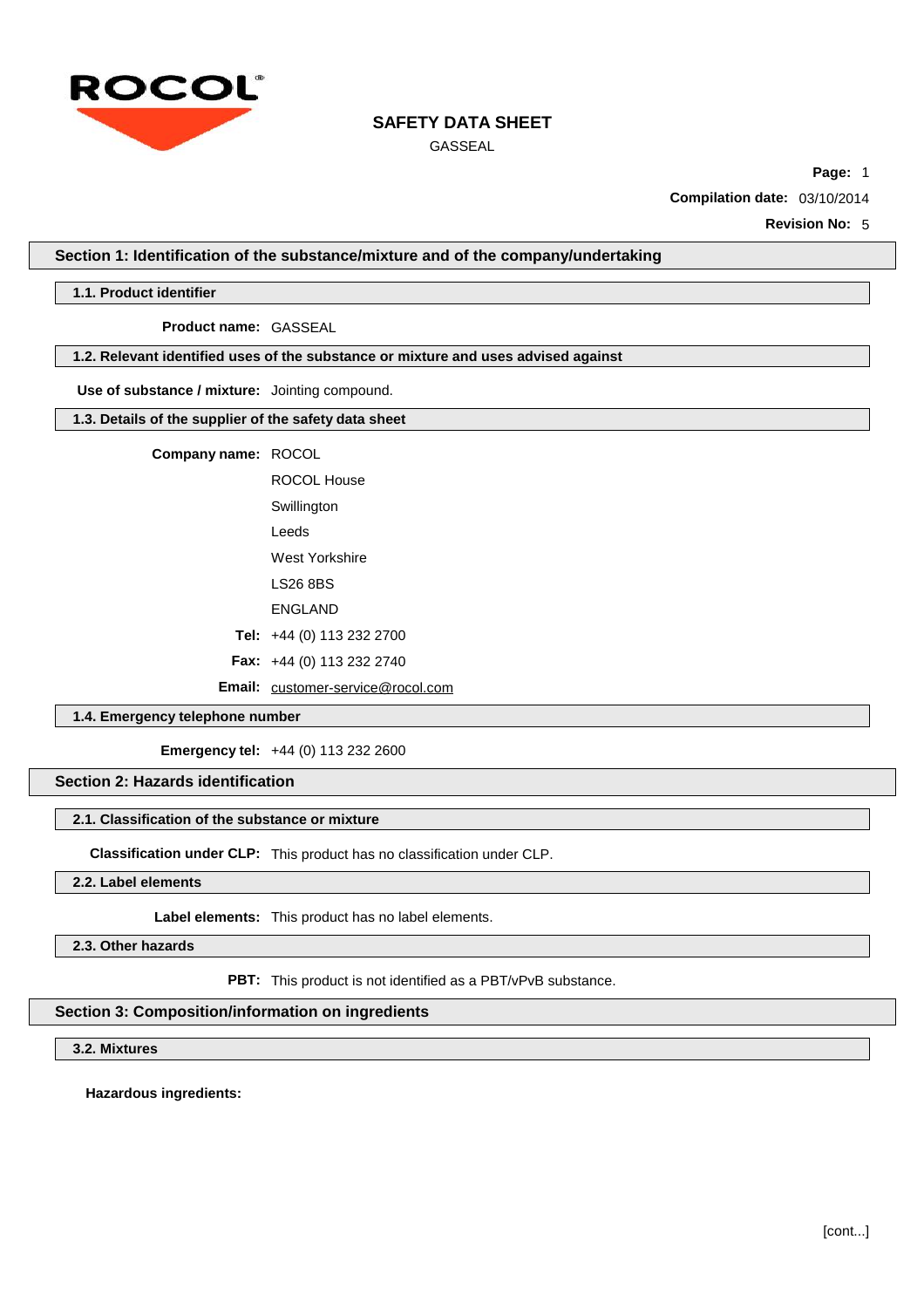ROCOL

# SAFETY DATA SHEET

GASSEAL

**Page:** 1

**Compilation date:** 03/10/2014

**Revision No:** 5

## Section 1: Identification of the substance/mixture and of the company/undertaking

### 1.1. Product identifier

**Product name:** GASSEAL

### 1.2. Relevant identified uses of the substance or mixture and uses advised against

**Use of substance / mixture:** Jointing compound.

### 1.3. Details of the supplier of the safety data sheet

**Company name:** ROCOL

ROCOL House

Swillington

Leeds

West Yorkshire

LS26 8BS

ENGLAND

**Tel:** +44 (0) 113 232 2700

**Fax:** +44 (0) 113 232 2740

**Email:** customer-service@rocol.com

### 1.4. Emergency telephone number

**Emergency tel:** +44 (0) 113 232 2600

## Section 2: Hazards identification

### 2.1. Classification of the substance or mixture

**Classification under CLP:** This product has no classification under CLP.

### 2.2. Label elements

**Label elements:** This product has no label elements.

### 2.3. Other hazards

**PBT:** This product is not identified as a PBT/vPvB substance.

## Section 3: Composition/information on ingredients

### 3.2. Mixtures

**Hazardous ingredients:**

[cont...]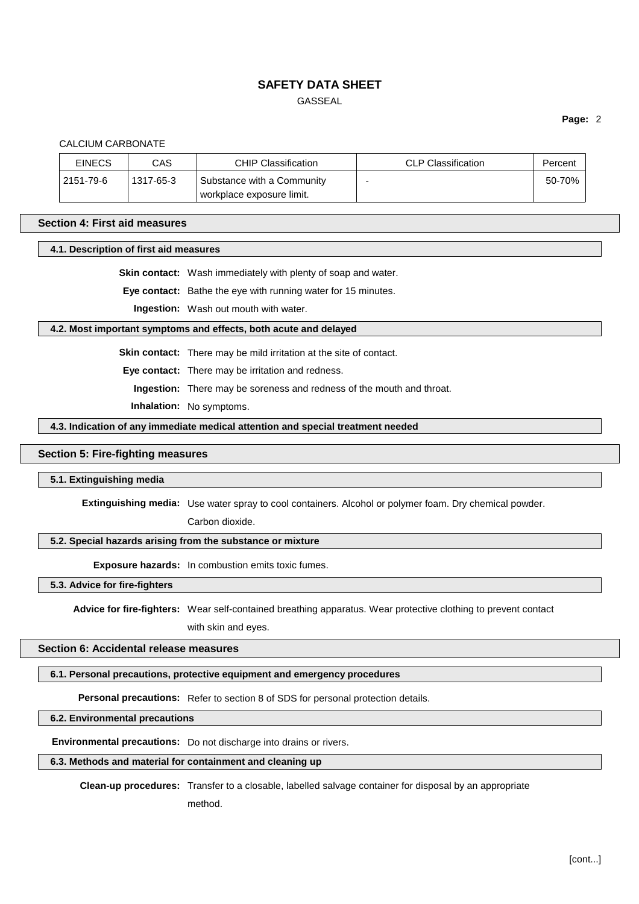CALCIUM CARBONATE

| EINECS | CAS | CHIP Classification | CLP Classification | Percent |
|---|---|---|---|---|
| 2151-79-6 | 1317-65-3 | Substance with a Community workplace exposure limit. | - | 50-70% |

## Section 4: First aid measures

### 4.1. Description of first aid measures

**Skin contact:** Wash immediately with plenty of soap and water.

**Eye contact:** Bathe the eye with running water for 15 minutes.

**Ingestion:** Wash out mouth with water.

### 4.2. Most important symptoms and effects, both acute and delayed

**Skin contact:** There may be mild irritation at the site of contact.

**Eye contact:** There may be irritation and redness.

**Ingestion:** There may be soreness and redness of the mouth and throat.

**Inhalation:** No symptoms.

### 4.3. Indication of any immediate medical attention and special treatment needed

## Section 5: Fire-fighting measures

### 5.1. Extinguishing media

**Extinguishing media:** Use water spray to cool containers. Alcohol or polymer foam. Dry chemical powder. Carbon dioxide.

### 5.2. Special hazards arising from the substance or mixture

**Exposure hazards:** In combustion emits toxic fumes.

### 5.3. Advice for fire-fighters

**Advice for fire-fighters:** Wear self-contained breathing apparatus. Wear protective clothing to prevent contact with skin and eyes.

## Section 6: Accidental release measures

### 6.1. Personal precautions, protective equipment and emergency procedures

**Personal precautions:** Refer to section 8 of SDS for personal protection details.

### 6.2. Environmental precautions

**Environmental precautions:** Do not discharge into drains or rivers.

### 6.3. Methods and material for containment and cleaning up

**Clean-up procedures:** Transfer to a closable, labelled salvage container for disposal by an appropriate method.

[cont...]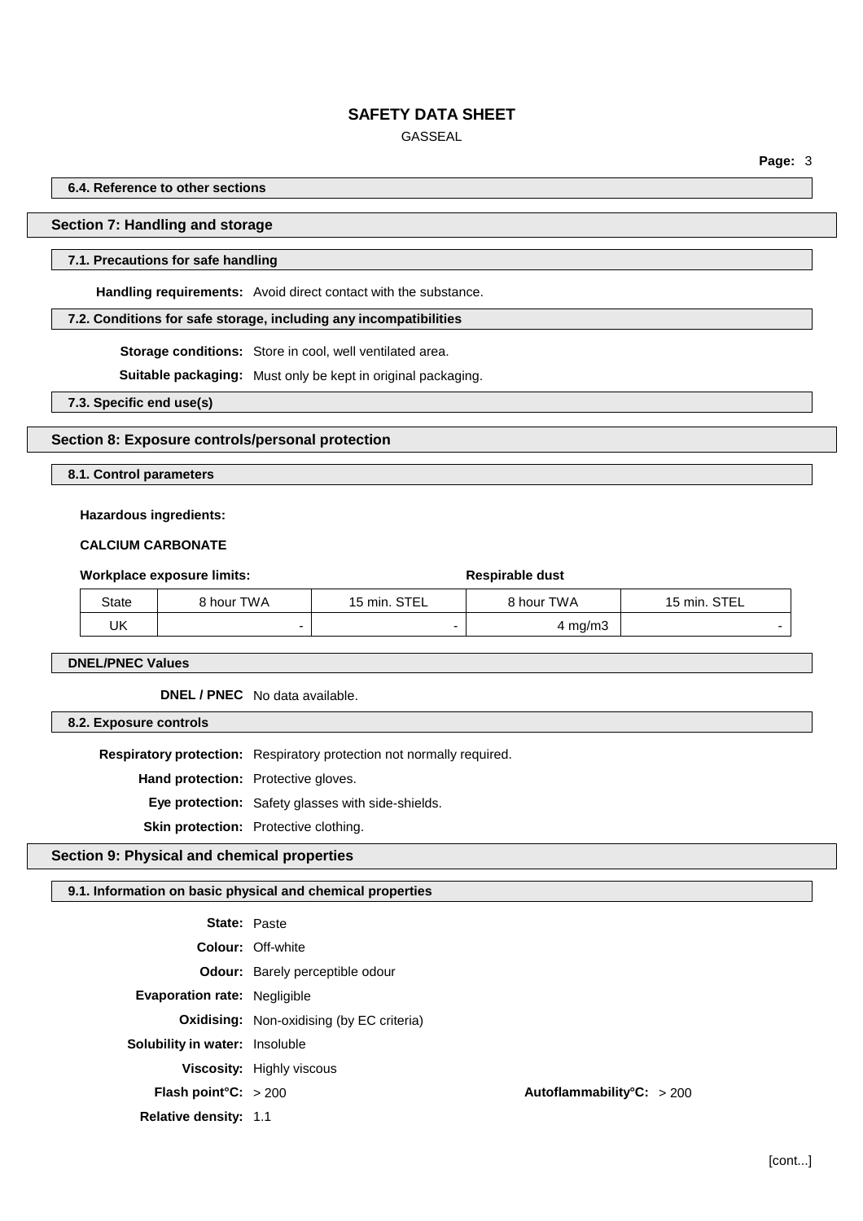### 6.4. Reference to other sections

## Section 7: Handling and storage

### 7.1. Precautions for safe handling

**Handling requirements:** Avoid direct contact with the substance.

### 7.2. Conditions for safe storage, including any incompatibilities

**Storage conditions:** Store in cool, well ventilated area.

**Suitable packaging:** Must only be kept in original packaging.

### 7.3. Specific end use(s)

## Section 8: Exposure controls/personal protection

### 8.1. Control parameters

**Hazardous ingredients:**

**CALCIUM CARBONATE**

**Workplace exposure limits:** | | | **Respirable dust**

| State | 8 hour TWA | 15 min. STEL | 8 hour TWA | 15 min. STEL |
|---|---|---|---|---|
| UK | - | - | 4 mg/m3 | - |

### DNEL/PNEC Values

**DNEL / PNEC** No data available.

### 8.2. Exposure controls

**Respiratory protection:** Respiratory protection not normally required.

**Hand protection:** Protective gloves.

**Eye protection:** Safety glasses with side-shields.

**Skin protection:** Protective clothing.

## Section 9: Physical and chemical properties

### 9.1. Information on basic physical and chemical properties

**State:** Paste

**Colour:** Off-white

**Odour:** Barely perceptible odour

**Evaporation rate:** Negligible

**Oxidising:** Non-oxidising (by EC criteria)

**Solubility in water:** Insoluble

**Viscosity:** Highly viscous

**Flash point°C:** > 200

**Autoflammability°C:** > 200

**Relative density:** 1.1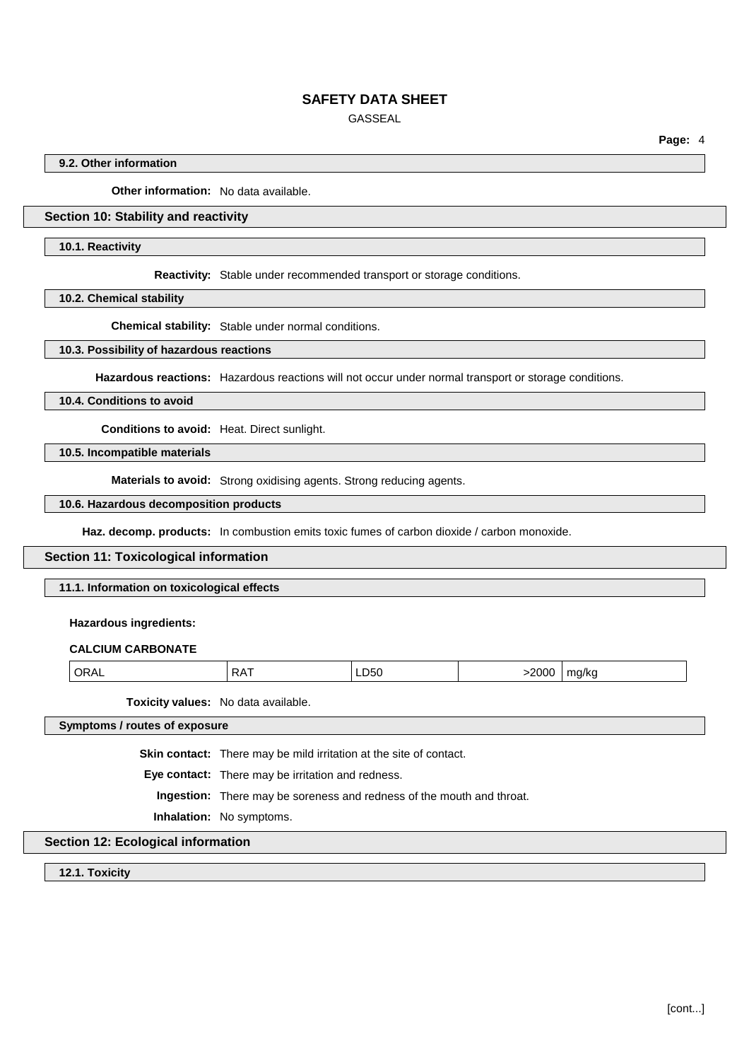### 9.2. Other information

**Other information:** No data available.

## Section 10: Stability and reactivity

### 10.1. Reactivity

**Reactivity:** Stable under recommended transport or storage conditions.

### 10.2. Chemical stability

**Chemical stability:** Stable under normal conditions.

### 10.3. Possibility of hazardous reactions

**Hazardous reactions:** Hazardous reactions will not occur under normal transport or storage conditions.

### 10.4. Conditions to avoid

**Conditions to avoid:** Heat. Direct sunlight.

### 10.5. Incompatible materials

**Materials to avoid:** Strong oxidising agents. Strong reducing agents.

### 10.6. Hazardous decomposition products

**Haz. decomp. products:** In combustion emits toxic fumes of carbon dioxide / carbon monoxide.

## Section 11: Toxicological information

### 11.1. Information on toxicological effects

**Hazardous ingredients:**

**CALCIUM CARBONATE**

| ORAL | RAT | LD50 | >2000 | mg/kg |
|---|---|---|---|---|

**Toxicity values:** No data available.

### Symptoms / routes of exposure

**Skin contact:** There may be mild irritation at the site of contact.

**Eye contact:** There may be irritation and redness.

**Ingestion:** There may be soreness and redness of the mouth and throat.

**Inhalation:** No symptoms.

## Section 12: Ecological information

### 12.1. Toxicity

[cont...]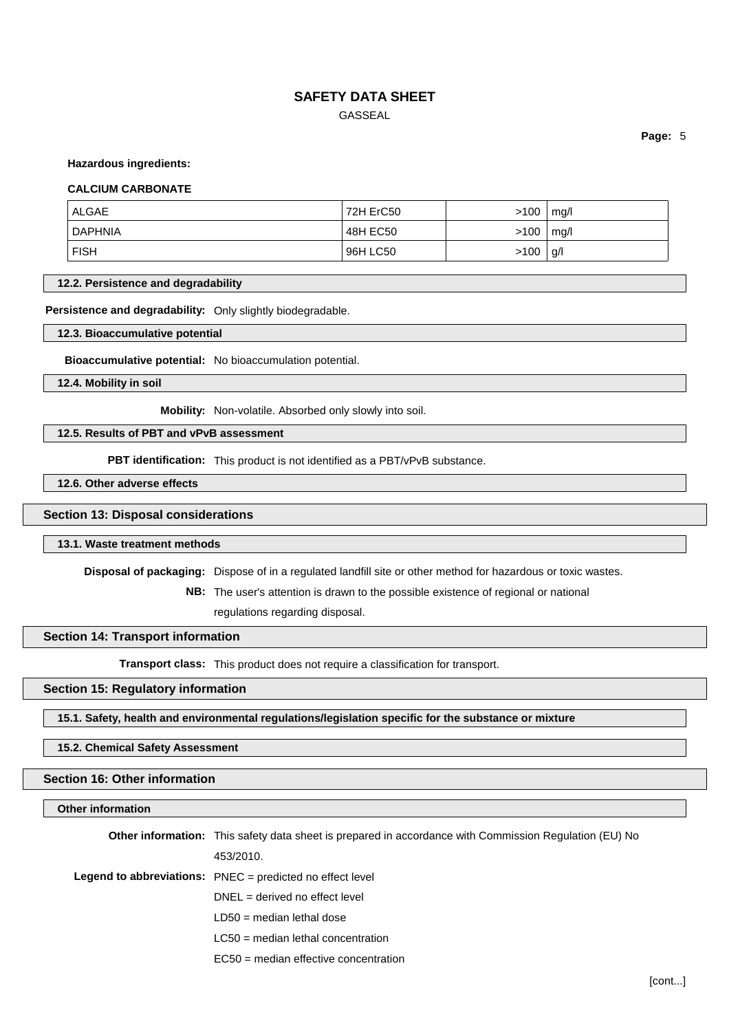**Hazardous ingredients:**

**CALCIUM CARBONATE**

| | | | |
|---|---|---|---|
| ALGAE | 72H ErC50 | >100 | mg/l |
| DAPHNIA | 48H EC50 | >100 | mg/l |
| FISH | 96H LC50 | >100 | g/l |

### 12.2. Persistence and degradability

**Persistence and degradability:** Only slightly biodegradable.

### 12.3. Bioaccumulative potential

**Bioaccumulative potential:** No bioaccumulation potential.

### 12.4. Mobility in soil

**Mobility:** Non-volatile. Absorbed only slowly into soil.

### 12.5. Results of PBT and vPvB assessment

**PBT identification:** This product is not identified as a PBT/vPvB substance.

### 12.6. Other adverse effects

## Section 13: Disposal considerations

### 13.1. Waste treatment methods

**Disposal of packaging:** Dispose of in a regulated landfill site or other method for hazardous or toxic wastes.

**NB:** The user's attention is drawn to the possible existence of regional or national regulations regarding disposal.

## Section 14: Transport information

**Transport class:** This product does not require a classification for transport.

## Section 15: Regulatory information

### 15.1. Safety, health and environmental regulations/legislation specific for the substance or mixture

### 15.2. Chemical Safety Assessment

## Section 16: Other information

### Other information

**Other information:** This safety data sheet is prepared in accordance with Commission Regulation (EU) No 453/2010.

**Legend to abbreviations:** PNEC = predicted no effect level

DNEL = derived no effect level

LD50 = median lethal dose

LC50 = median lethal concentration

EC50 = median effective concentration

[cont...]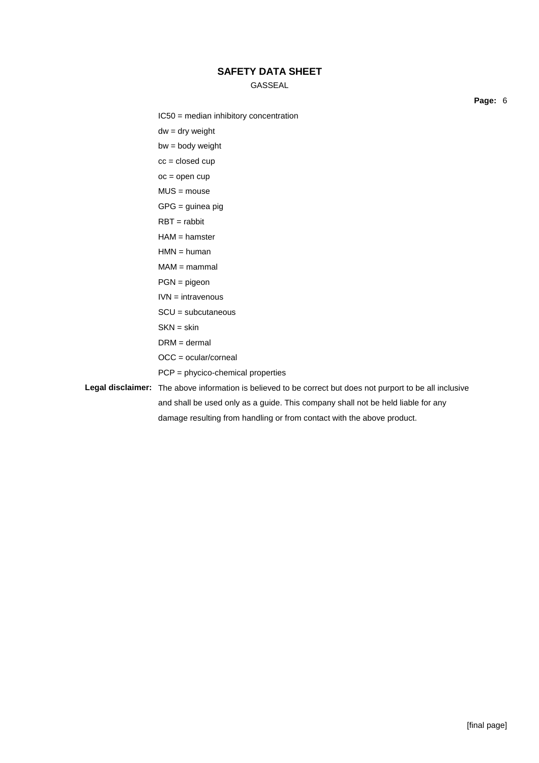IC50 = median inhibitory concentration

dw = dry weight

bw = body weight

cc = closed cup

oc = open cup

MUS = mouse

GPG = guinea pig

RBT = rabbit

HAM = hamster

HMN = human

MAM = mammal

PGN = pigeon

IVN = intravenous

SCU = subcutaneous

SKN = skin

DRM = dermal

OCC = ocular/corneal

PCP = phycico-chemical properties

**Legal disclaimer:** The above information is believed to be correct but does not purport to be all inclusive and shall be used only as a guide. This company shall not be held liable for any damage resulting from handling or from contact with the above product.

[final page]